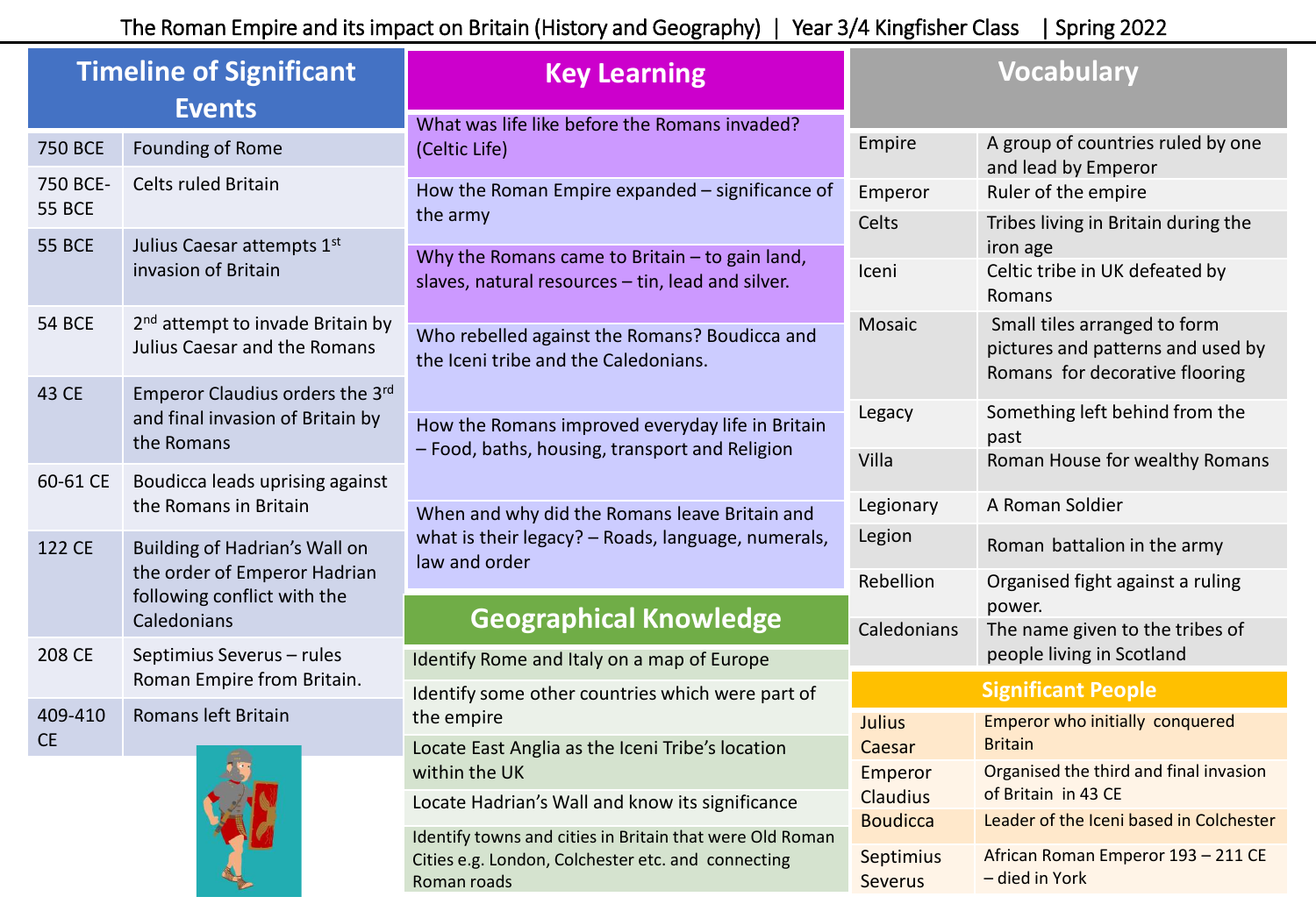# The Roman Empire and its impact on Britain (History and Geography) | Year 3/4 Kingfisher Class | Spring 2022

## Timeline of Significant Events

| Date | Event |
|---|---|
| 750 BCE | Founding of Rome |
| 750 BCE-55 BCE | Celts ruled Britain |
| 55 BCE | Julius Caesar attempts 1st invasion of Britain |
| 54 BCE | 2nd attempt to invade Britain by Julius Caesar and the Romans |
| 43 CE | Emperor Claudius orders the 3rd and final invasion of Britain by the Romans |
| 60-61 CE | Boudicca leads uprising against the Romans in Britain |
| 122 CE | Building of Hadrian's Wall on the order of Emperor Hadrian following conflict with the Caledonians |
| 208 CE | Septimius Severus – rules Roman Empire from Britain. |
| 409-410 CE | Romans left Britain |

## Key Learning

- What was life like before the Romans invaded? (Celtic Life)
- How the Roman Empire expanded – significance of the army
- Why the Romans came to Britain – to gain land, slaves, natural resources – tin, lead and silver.
- Who rebelled against the Romans? Boudicca and the Iceni tribe and the Caledonians.
- How the Romans improved everyday life in Britain – Food, baths, housing, transport and Religion
- When and why did the Romans leave Britain and what is their legacy? – Roads, language, numerals, law and order

## Geographical Knowledge

- Identify Rome and Italy on a map of Europe
- Identify some other countries which were part of the empire
- Locate East Anglia as the Iceni Tribe's location within the UK
- Locate Hadrian's Wall and know its significance
- Identify towns and cities in Britain that were Old Roman Cities e.g. London, Colchester etc. and connecting Roman roads

## Vocabulary

| Word | Meaning |
|---|---|
| Empire | A group of countries ruled by one and lead by Emperor |
| Emperor | Ruler of the empire |
| Celts | Tribes living in Britain during the iron age |
| Iceni | Celtic tribe in UK defeated by Romans |
| Mosaic | Small tiles arranged to form pictures and patterns and used by Romans for decorative flooring |
| Legacy | Something left behind from the past |
| Villa | Roman House for wealthy Romans |
| Legionary | A Roman Soldier |
| Legion | Roman battalion in the army |
| Rebellion | Organised fight against a ruling power. |
| Caledonians | The name given to the tribes of people living in Scotland |

## Significant People

| Person | Description |
|---|---|
| Julius Caesar | Emperor who initially conquered Britain |
| Emperor Claudius | Organised the third and final invasion of Britain in 43 CE |
| Boudicca | Leader of the Iceni based in Colchester |
| Septimius Severus | African Roman Emperor 193 – 211 CE – died in York |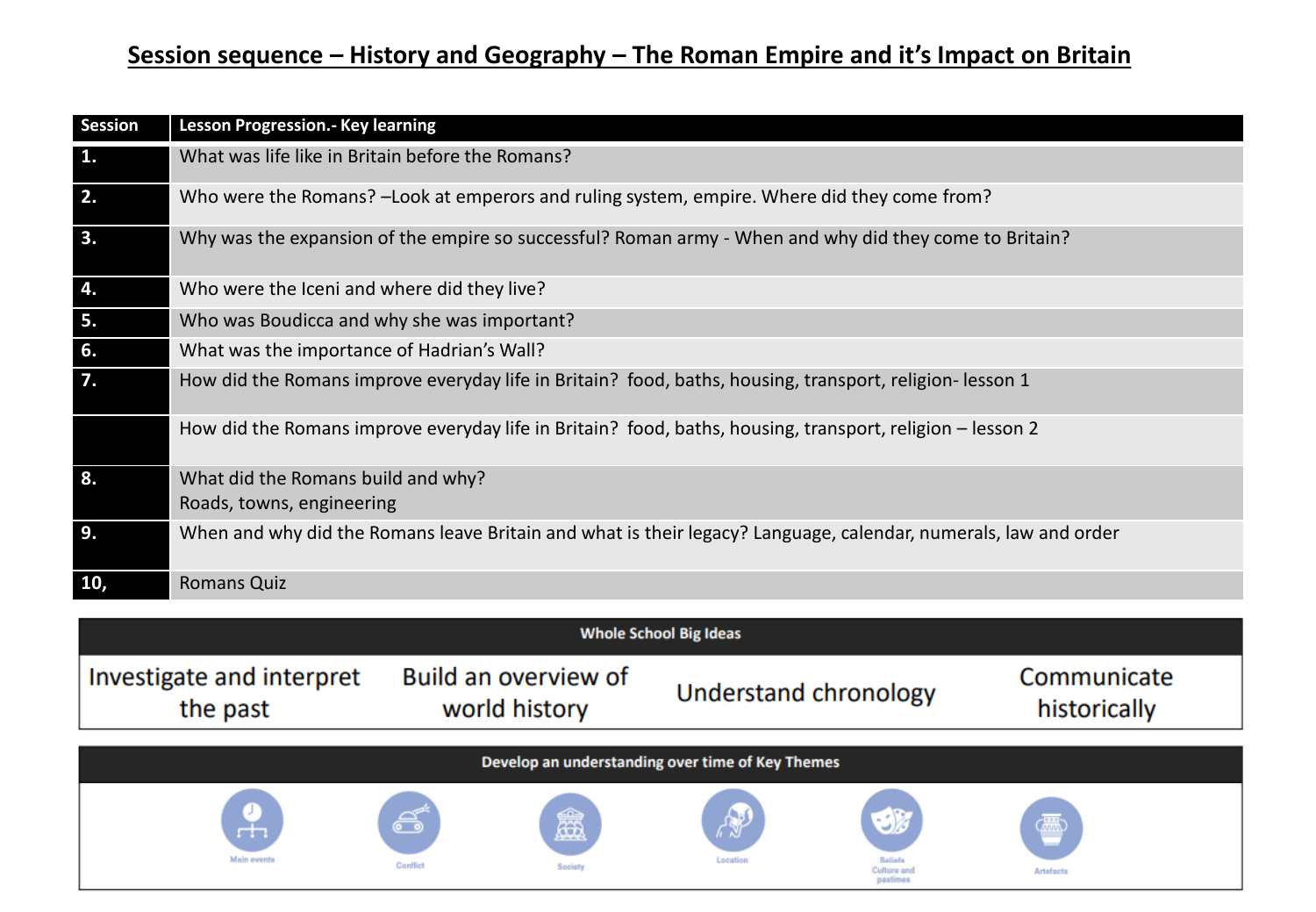# Session sequence – History and Geography – The Roman Empire and it's Impact on Britain

| Session | Lesson Progression.- Key learning |
|---|---|
| 1. | What was life like in Britain before the Romans? |
| 2. | Who were the Romans? –Look at emperors and ruling system, empire. Where did they come from? |
| 3. | Why was the expansion of the empire so successful? Roman army - When and why did they come to Britain? |
| 4. | Who were the Iceni and where did they live? |
| 5. | Who was Boudicca and why she was important? |
| 6. | What was the importance of Hadrian's Wall? |
| 7. | How did the Romans improve everyday life in Britain? food, baths, housing, transport, religion- lesson 1 |
| | How did the Romans improve everyday life in Britain? food, baths, housing, transport, religion – lesson 2 |
| 8. | What did the Romans build and why?<br>Roads, towns, engineering |
| 9. | When and why did the Romans leave Britain and what is their legacy? Language, calendar, numerals, law and order |
| 10, | Romans Quiz |

| Whole School Big Ideas | | | |
|---|---|---|---|
| Investigate and interpret the past | Build an overview of world history | Understand chronology | Communicate historically |

Develop an understanding over time of Key Themes

Main events

Conflict

Society

Location

Beliefs Culture and pastimes

Artefacts